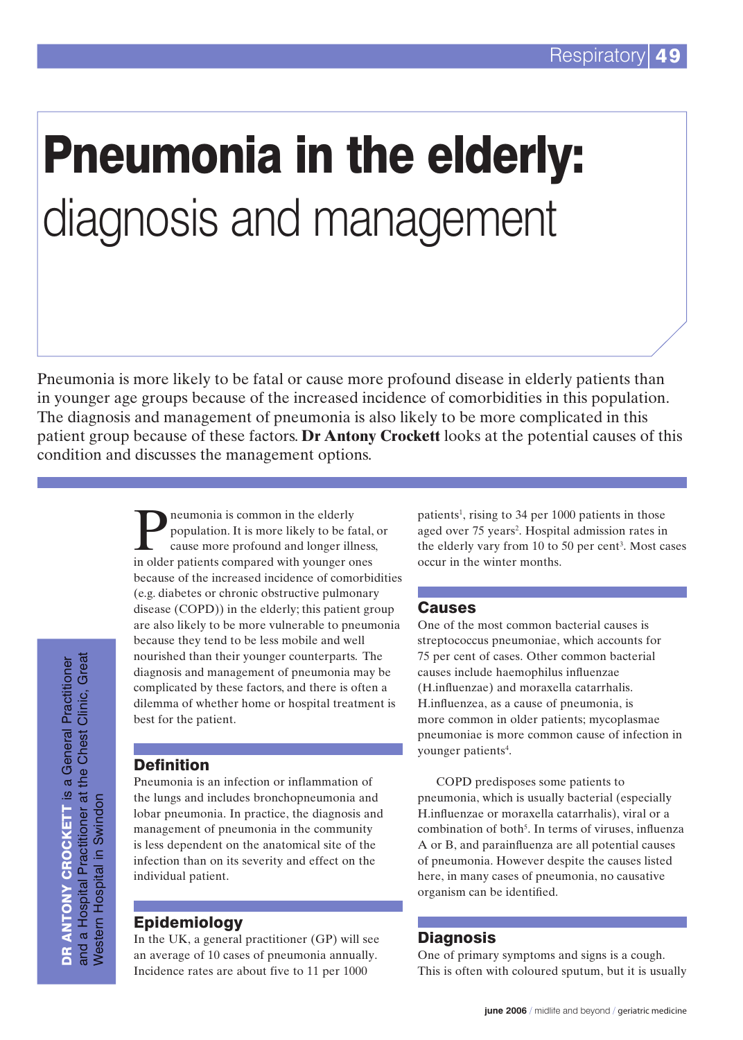# Pneumonia in the elderly: diagnosis and management

Pneumonia is more likely to be fatal or cause more profound disease in elderly patients than in younger age groups because of the increased incidence of comorbidities in this population. The diagnosis and management of pneumonia is also likely to be more complicated in this patient group because of these factors. **Dr Antony Crockett** looks at the potential causes of this condition and discusses the management options.

**DR ANTONY CROCKETT** is a General Practitioner and a Hospital Practitioner at the Chest Clinic, Great Western Hospital in Swindon

Pneumonia is common in the elderly population. It is more likely to be fatal, or cause more profound and longer illness, in older patients compared with younger ones because of the increased incidence of comorbidities (e.g. diabetes or chronic obstructive pulmonary disease (COPD)) in the elderly; this patient group are also likely to be more vulnerable to pneumonia because they tend to be less mobile and well nourished than their younger counterparts. The diagnosis and management of pneumonia may be complicated by these factors, and there is often a dilemma of whether home or hospital treatment is best for the patient.

## Definition

Pneumonia is an infection or inflammation of the lungs and includes bronchopneumonia and lobar pneumonia. In practice, the diagnosis and management of pneumonia in the community is less dependent on the anatomical site of the infection than on its severity and effect on the individual patient.

## Epidemiology

In the UK, a general practitioner (GP) will see an average of 10 cases of pneumonia annually. Incidence rates are about five to 11 per 1000 patients[1], rising to 34 per 1000 patients in those aged over 75 years[2]. Hospital admission rates in the elderly vary from 10 to 50 per cent[3]. Most cases occur in the winter months.

## Causes

One of the most common bacterial causes is streptococcus pneumoniae, which accounts for 75 per cent of cases. Other common bacterial causes include haemophilus influenzae (H.influenzae) and moraxella catarrhalis. H.influenzea, as a cause of pneumonia, is more common in older patients; mycoplasmae pneumoniae is more common cause of infection in younger patients[4].

COPD predisposes some patients to pneumonia, which is usually bacterial (especially H.influenzae or moraxella catarrhalis), viral or a combination of both[5]. In terms of viruses, influenza A or B, and parainfluenza are all potential causes of pneumonia. However despite the causes listed here, in many cases of pneumonia, no causative organism can be identified.

## Diagnosis

One of primary symptoms and signs is a cough. This is often with coloured sputum, but it is usually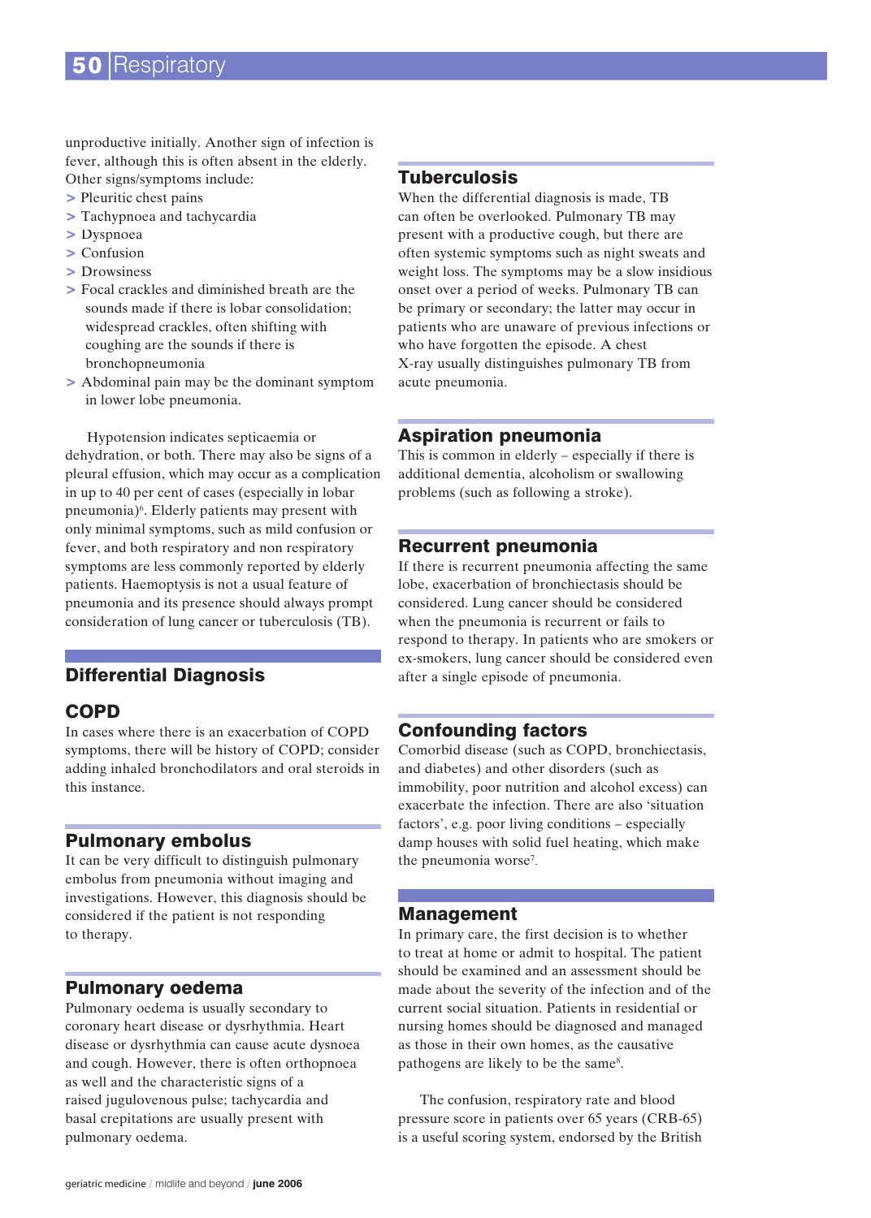unproductive initially. Another sign of infection is fever, although this is often absent in the elderly. Other signs/symptoms include:

- Pleuritic chest pains
- Tachypnoea and tachycardia
- Dyspnoea
- Confusion
- Drowsiness
- Focal crackles and diminished breath are the sounds made if there is lobar consolidation; widespread crackles, often shifting with coughing are the sounds if there is bronchopneumonia
- Abdominal pain may be the dominant symptom in lower lobe pneumonia.

Hypotension indicates septicaemia or dehydration, or both. There may also be signs of a pleural effusion, which may occur as a complication in up to 40 per cent of cases (especially in lobar pneumonia)[6]. Elderly patients may present with only minimal symptoms, such as mild confusion or fever, and both respiratory and non respiratory symptoms are less commonly reported by elderly patients. Haemoptysis is not a usual feature of pneumonia and its presence should always prompt consideration of lung cancer or tuberculosis (TB).

## Differential Diagnosis

### COPD

In cases where there is an exacerbation of COPD symptoms, there will be history of COPD; consider adding inhaled bronchodilators and oral steroids in this instance.

### Pulmonary embolus

It can be very difficult to distinguish pulmonary embolus from pneumonia without imaging and investigations. However, this diagnosis should be considered if the patient is not responding to therapy.

### Pulmonary oedema

Pulmonary oedema is usually secondary to coronary heart disease or dysrhythmia. Heart disease or dysrhythmia can cause acute dysnoea and cough. However, there is often orthopnoea as well and the characteristic signs of a raised jugulovenous pulse; tachycardia and basal crepitations are usually present with pulmonary oedema.

### Tuberculosis

When the differential diagnosis is made, TB can often be overlooked. Pulmonary TB may present with a productive cough, but there are often systemic symptoms such as night sweats and weight loss. The symptoms may be a slow insidious onset over a period of weeks. Pulmonary TB can be primary or secondary; the latter may occur in patients who are unaware of previous infections or who have forgotten the episode. A chest X-ray usually distinguishes pulmonary TB from acute pneumonia.

### Aspiration pneumonia

This is common in elderly – especially if there is additional dementia, alcoholism or swallowing problems (such as following a stroke).

### Recurrent pneumonia

If there is recurrent pneumonia affecting the same lobe, exacerbation of bronchiectasis should be considered. Lung cancer should be considered when the pneumonia is recurrent or fails to respond to therapy. In patients who are smokers or ex-smokers, lung cancer should be considered even after a single episode of pneumonia.

### Confounding factors

Comorbid disease (such as COPD, bronchiectasis, and diabetes) and other disorders (such as immobility, poor nutrition and alcohol excess) can exacerbate the infection. There are also 'situation factors', e.g. poor living conditions – especially damp houses with solid fuel heating, which make the pneumonia worse[7].

## Management

In primary care, the first decision is to whether to treat at home or admit to hospital. The patient should be examined and an assessment should be made about the severity of the infection and of the current social situation. Patients in residential or nursing homes should be diagnosed and managed as those in their own homes, as the causative pathogens are likely to be the same[8].

The confusion, respiratory rate and blood pressure score in patients over 65 years (CRB-65) is a useful scoring system, endorsed by the British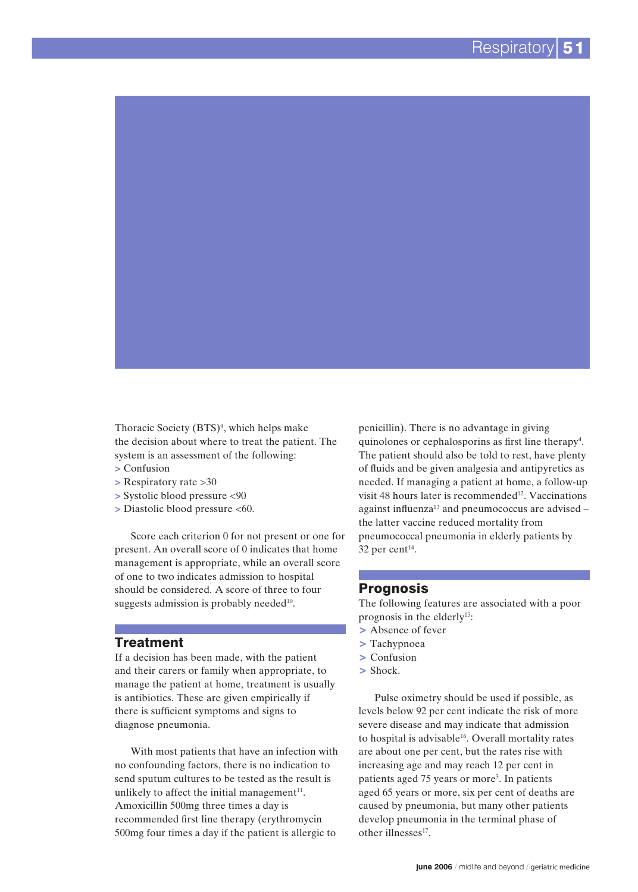Thoracic Society (BTS)[9], which helps make the decision about where to treat the patient. The system is an assessment of the following:

> Confusion
> Respiratory rate >30
> Systolic blood pressure <90
> Diastolic blood pressure <60.

Score each criterion 0 for not present or one for present. An overall score of 0 indicates that home management is appropriate, while an overall score of one to two indicates admission to hospital should be considered. A score of three to four suggests admission is probably needed[10].

## Treatment

If a decision has been made, with the patient and their carers or family when appropriate, to manage the patient at home, treatment is usually is antibiotics. These are given empirically if there is sufficient symptoms and signs to diagnose pneumonia.

With most patients that have an infection with no confounding factors, there is no indication to send sputum cultures to be tested as the result is unlikely to affect the initial management[11]. Amoxicillin 500mg three times a day is recommended first line therapy (erythromycin 500mg four times a day if the patient is allergic to penicillin). There is no advantage in giving quinolones or cephalosporins as first line therapy[4]. The patient should also be told to rest, have plenty of fluids and be given analgesia and antipyretics as needed. If managing a patient at home, a follow-up visit 48 hours later is recommended[12]. Vaccinations against influenza[13] and pneumococcus are advised – the latter vaccine reduced mortality from pneumococcal pneumonia in elderly patients by 32 per cent[14].

## Prognosis

The following features are associated with a poor prognosis in the elderly[15]:

> Absence of fever
> Tachypnoea
> Confusion
> Shock.

Pulse oximetry should be used if possible, as levels below 92 per cent indicate the risk of more severe disease and may indicate that admission to hospital is advisable[16]. Overall mortality rates are about one per cent, but the rates rise with increasing age and may reach 12 per cent in patients aged 75 years or more[3]. In patients aged 65 years or more, six per cent of deaths are caused by pneumonia, but many other patients develop pneumonia in the terminal phase of other illnesses[17].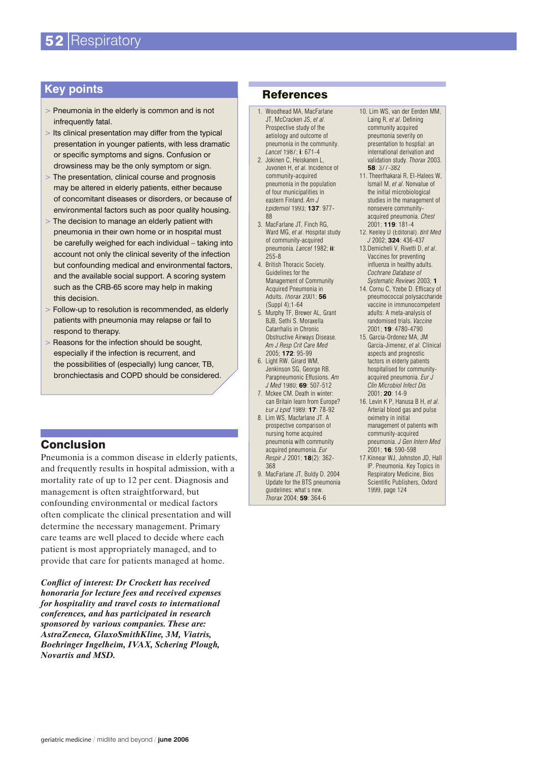## Key points

- Pneumonia in the elderly is common and is not infrequently fatal.
- Its clinical presentation may differ from the typical presentation in younger patients, with less dramatic or specific symptoms and signs. Confusion or drowsiness may be the only symptom or sign.
- The presentation, clinical course and prognosis may be altered in elderly patients, either because of concomitant diseases or disorders, or because of environmental factors such as poor quality housing.
- The decision to manage an elderly patient with pneumonia in their own home or in hospital must be carefully weighed for each individual – taking into account not only the clinical severity of the infection but confounding medical and environmental factors, and the available social support. A scoring system such as the CRB-65 score may help in making this decision.
- Follow-up to resolution is recommended, as elderly patients with pneumonia may relapse or fail to respond to therapy.
- Reasons for the infection should be sought, especially if the infection is recurrent, and the possibilities of (especially) lung cancer, TB, bronchiectasis and COPD should be considered.

## Conclusion

Pneumonia is a common disease in elderly patients, and frequently results in hospital admission, with a mortality rate of up to 12 per cent. Diagnosis and management is often straightforward, but confounding environmental or medical factors often complicate the clinical presentation and will determine the necessary management. Primary care teams are well placed to decide where each patient is most appropriately managed, and to provide that care for patients managed at home.

***Conflict of interest: Dr Crockett has received honoraria for lecture fees and received expenses for hospitality and travel costs to international conferences, and has participated in research sponsored by various companies. These are: AstraZeneca, GlaxoSmithKline, 3M, Viatris, Boehringer Ingelheim, IVAX, Schering Plough, Novartis and MSD.***

## References

1. Woodhead MA, MacFarlane JT, McCracken JS, *et al.* Prospective study of the aetiology and outcome of pneumonia in the community. *Lancet* 1987; **i**: 671-4
2. Jokinen C, Heiskanen L, Juvonen H, *et al.* Incidence of community-acquired pneumonia in the population of four municipalities in eastern Finland. *Am J Epidemiol* 1993; **137**: 977-88
3. MacFarlane JT, Finch RG, Ward MG, *et al.* Hospital study of community-acquired pneumonia. *Lancet* 1982; **ii**: 255-8
4. British Thoracic Society. Guidelines for the Management of Community Acquired Pneumonia in Adults. *Thorax* 2001; **56** (Suppl 4);1-64
5. Murphy TF, Brewer AL, Grant BJB, Sethi S. Moraxella Catarrhalis in Chronic Obstructive Airways Disease. *Am J Resp Crit Care Med* 2005; **172**: 95-99
6. Light RW. Girard WM, Jenkinson SG, George RB. Parapneumonic Effusions. *Am J Med* 1980; **69**: 507-512
7. Mckee CM. Death in winter: can Britain learn from Europe? *Eur J Epid* 1989: **17**: 78-92
8. Lim WS, Macfarlane JT. A prospective comparison of nursing home acquired pneumonia with community acquired pneumonia. *Eur Respir J* 2001; **18**(2): 362-368
9. MacFarlane JT, Buldy D. 2004 Update for the BTS pneumonia guidelines: what's new. *Thorax* 2004; **59**: 364-6
10. Lim WS, van der Eerden MM, Laing R, *et al.* Defining community acquired pneumonia severity on presentation to hospital: an international derivation and validation study. *Thorax* 2003. **58**: 377-382
11. Theerthakarai R, El-Halees W, Ismail M, *et al.* Nonvalue of the initial microbiological studies in the management of nonsevere community-acquired pneumonia. *Chest* 2001; **119**: 181-4
12. Keeley D (Editorial). *Brit Med J* 2002; **324**: 436-437
13. Demicheli V, Rivetti D, *et al.* Vaccines for preventing influenza in healthy adults. *Cochrane Database of Systematic Reviews* 2003; **1**
14. Cornu C, Yzebe D. Efficacy of pneumococcal polysaccharide vaccine in immunocompetent adults: A meta-analysis of randomised trials. *Vaccine* 2001; **19**: 4780-4790
15. Garcia-Ordonez MA, JM Garcia-Jimenez, *et al.* Clinical aspects and prognostic factors in elderly patients hospitalised for community-acquired pneumonia. *Eur J Clin Microbiol Infect Dis* 2001; **20**: 14-9
16. Levin K P, Hanusa B H, *et al.* Arterial blood gas and pulse oximetry in initial management of patients with community-acquired pneumonia. *J Gen Intern Med* 2001; **16**: 590-598
17. Kinnear WJ, Johnston JD, Hall IP. Pneumonia. Key Topics in Respiratory Medicine, Bios Scientific Publishers, Oxford 1999, page 124